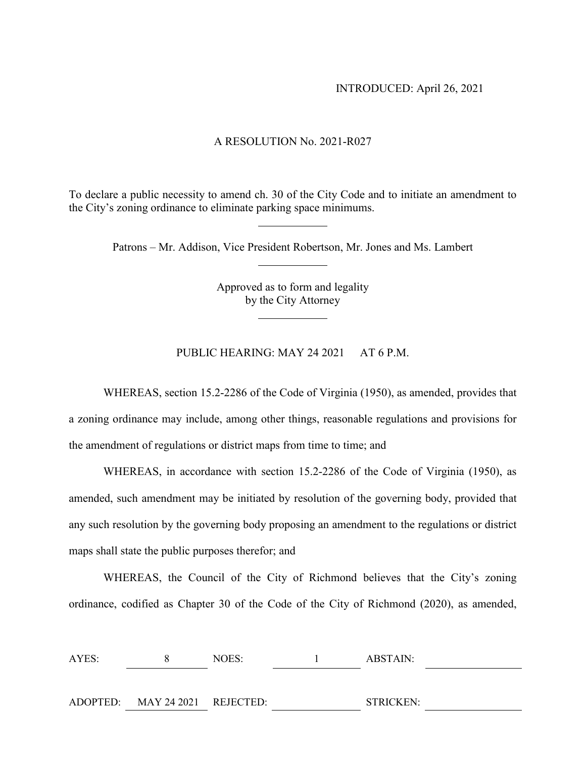INTRODUCED: April 26, 2021

A RESOLUTION No. 2021-R027

To declare a public necessity to amend ch. 30 of the City Code and to initiate an amendment to the City's zoning ordinance to eliminate parking space minimums.

---

Patrons – Mr. Addison, Vice President Robertson, Mr. Jones and Ms. Lambert

---

Approved as to form and legality
by the City Attorney

---

PUBLIC HEARING: MAY 24 2021 AT 6 P.M.

WHEREAS, section 15.2-2286 of the Code of Virginia (1950), as amended, provides that a zoning ordinance may include, among other things, reasonable regulations and provisions for the amendment of regulations or district maps from time to time; and

WHEREAS, in accordance with section 15.2-2286 of the Code of Virginia (1950), as amended, such amendment may be initiated by resolution of the governing body, provided that any such resolution by the governing body proposing an amendment to the regulations or district maps shall state the public purposes therefor; and

WHEREAS, the Council of the City of Richmond believes that the City's zoning ordinance, codified as Chapter 30 of the Code of the City of Richmond (2020), as amended,

| AYES: | 8 | NOES: | 1 | ABSTAIN: | |
|---|---|---|---|---|---|
| ADOPTED: | MAY 24 2021 | REJECTED: | | STRICKEN: | |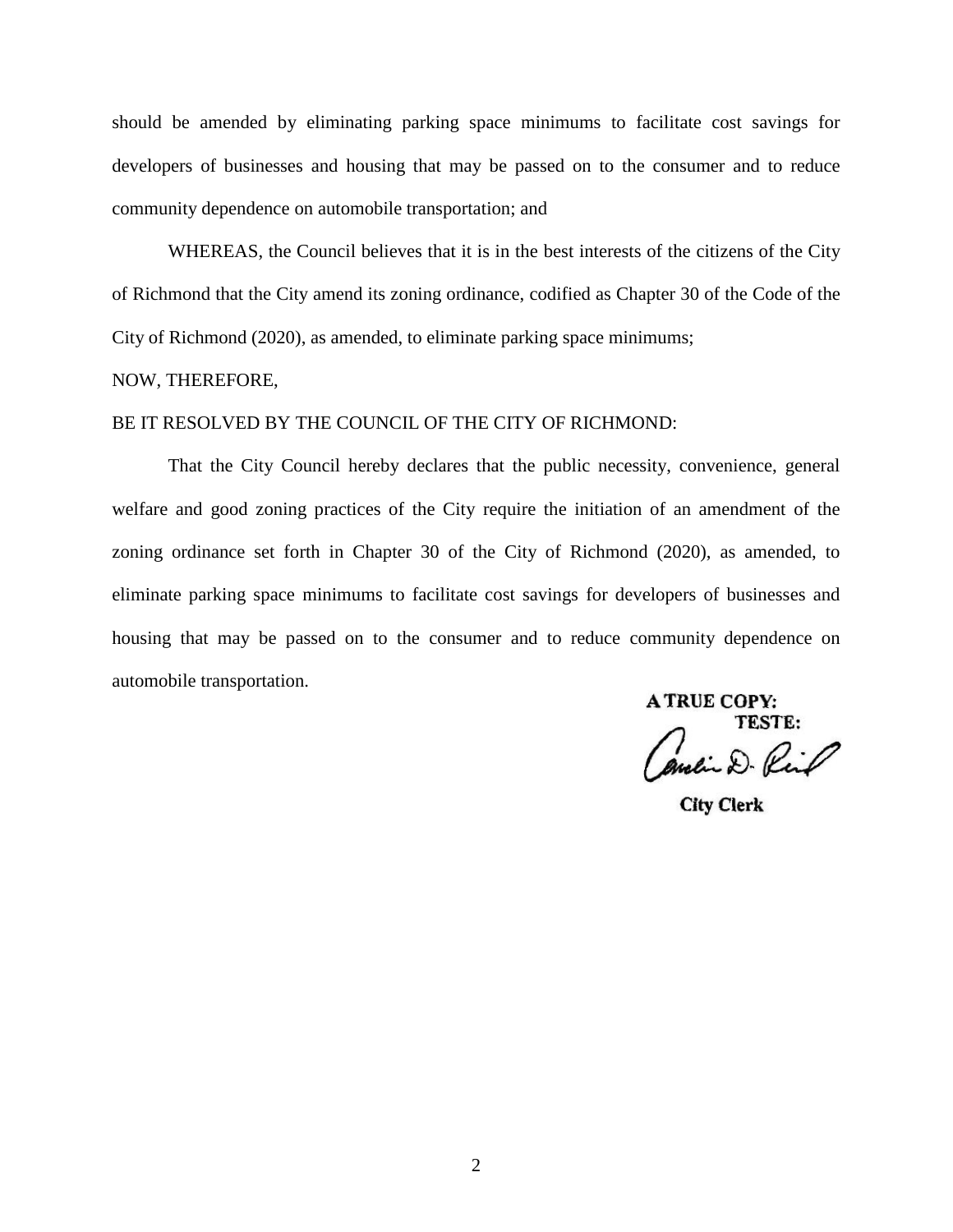should be amended by eliminating parking space minimums to facilitate cost savings for developers of businesses and housing that may be passed on to the consumer and to reduce community dependence on automobile transportation; and

WHEREAS, the Council believes that it is in the best interests of the citizens of the City of Richmond that the City amend its zoning ordinance, codified as Chapter 30 of the Code of the City of Richmond (2020), as amended, to eliminate parking space minimums;

NOW, THEREFORE,

BE IT RESOLVED BY THE COUNCIL OF THE CITY OF RICHMOND:

That the City Council hereby declares that the public necessity, convenience, general welfare and good zoning practices of the City require the initiation of an amendment of the zoning ordinance set forth in Chapter 30 of the City of Richmond (2020), as amended, to eliminate parking space minimums to facilitate cost savings for developers of businesses and housing that may be passed on to the consumer and to reduce community dependence on automobile transportation.

**A TRUE COPY:**
**TESTE:**

Candice D. Reid

**City Clerk**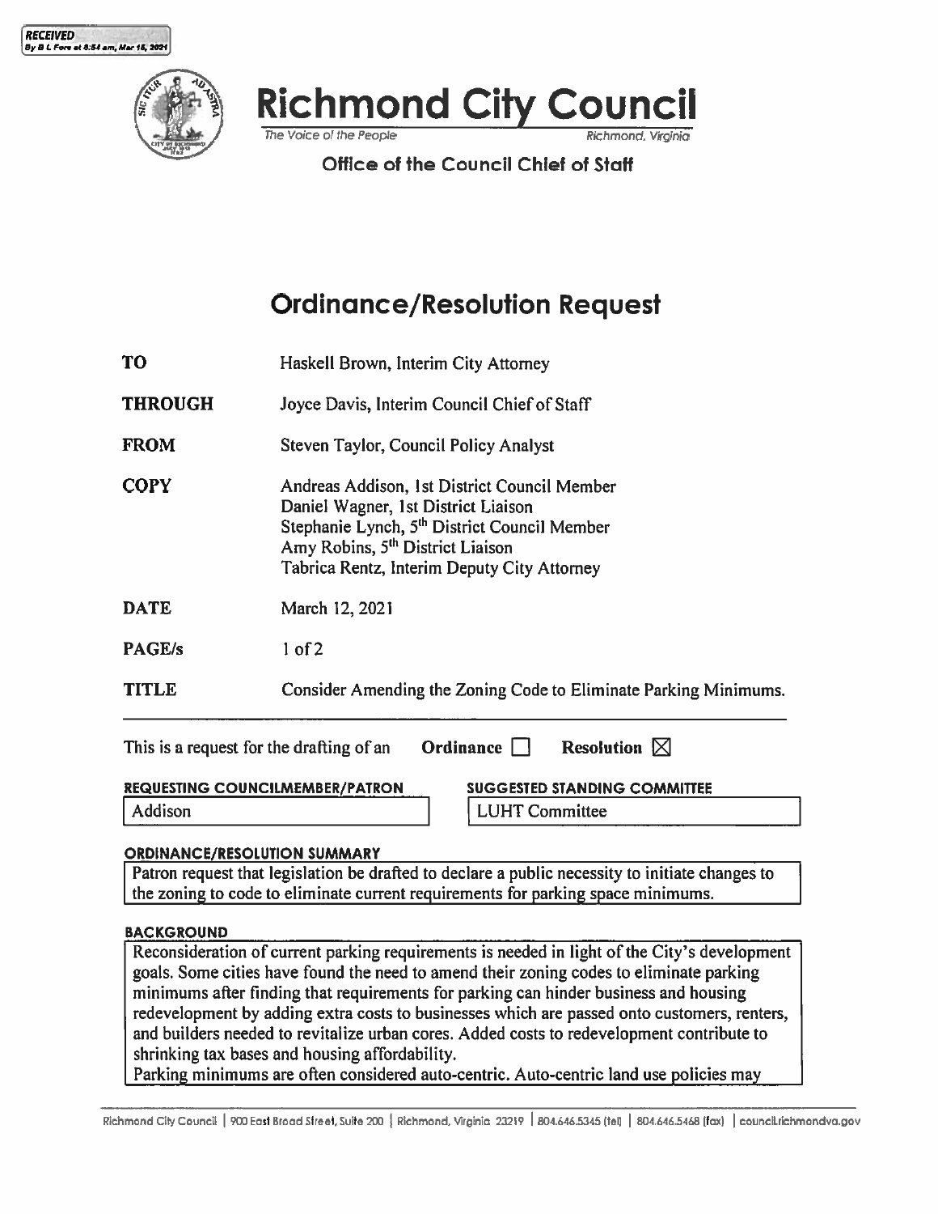RECEIVED
By B L Fore at 8:54 am, Mar 15, 2021

# Richmond City Council

*The Voice of the People* Richmond, Virginia

**Office of the Council Chief of Staff**

## Ordinance/Resolution Request

| | |
|---|---|
| **TO** | Haskell Brown, Interim City Attorney |
| **THROUGH** | Joyce Davis, Interim Council Chief of Staff |
| **FROM** | Steven Taylor, Council Policy Analyst |
| **COPY** | Andreas Addison, 1st District Council Member<br>Daniel Wagner, 1st District Liaison<br>Stephanie Lynch, 5th District Council Member<br>Amy Robins, 5th District Liaison<br>Tabrica Rentz, Interim Deputy City Attorney |
| **DATE** | March 12, 2021 |
| **PAGE/s** | 1 of 2 |
| **TITLE** | Consider Amending the Zoning Code to Eliminate Parking Minimums. |

This is a request for the drafting of an **Ordinance** ☐ **Resolution** ☒

| **REQUESTING COUNCILMEMBER/PATRON** | **SUGGESTED STANDING COMMITTEE** |
|---|---|
| Addison | LUHT Committee |

**ORDINANCE/RESOLUTION SUMMARY**

Patron request that legislation be drafted to declare a public necessity to initiate changes to the zoning to code to eliminate current requirements for parking space minimums.

**BACKGROUND**

Reconsideration of current parking requirements is needed in light of the City's development goals. Some cities have found the need to amend their zoning codes to eliminate parking minimums after finding that requirements for parking can hinder business and housing redevelopment by adding extra costs to businesses which are passed onto customers, renters, and builders needed to revitalize urban cores. Added costs to redevelopment contribute to shrinking tax bases and housing affordability.

Parking minimums are often considered auto-centric. Auto-centric land use policies may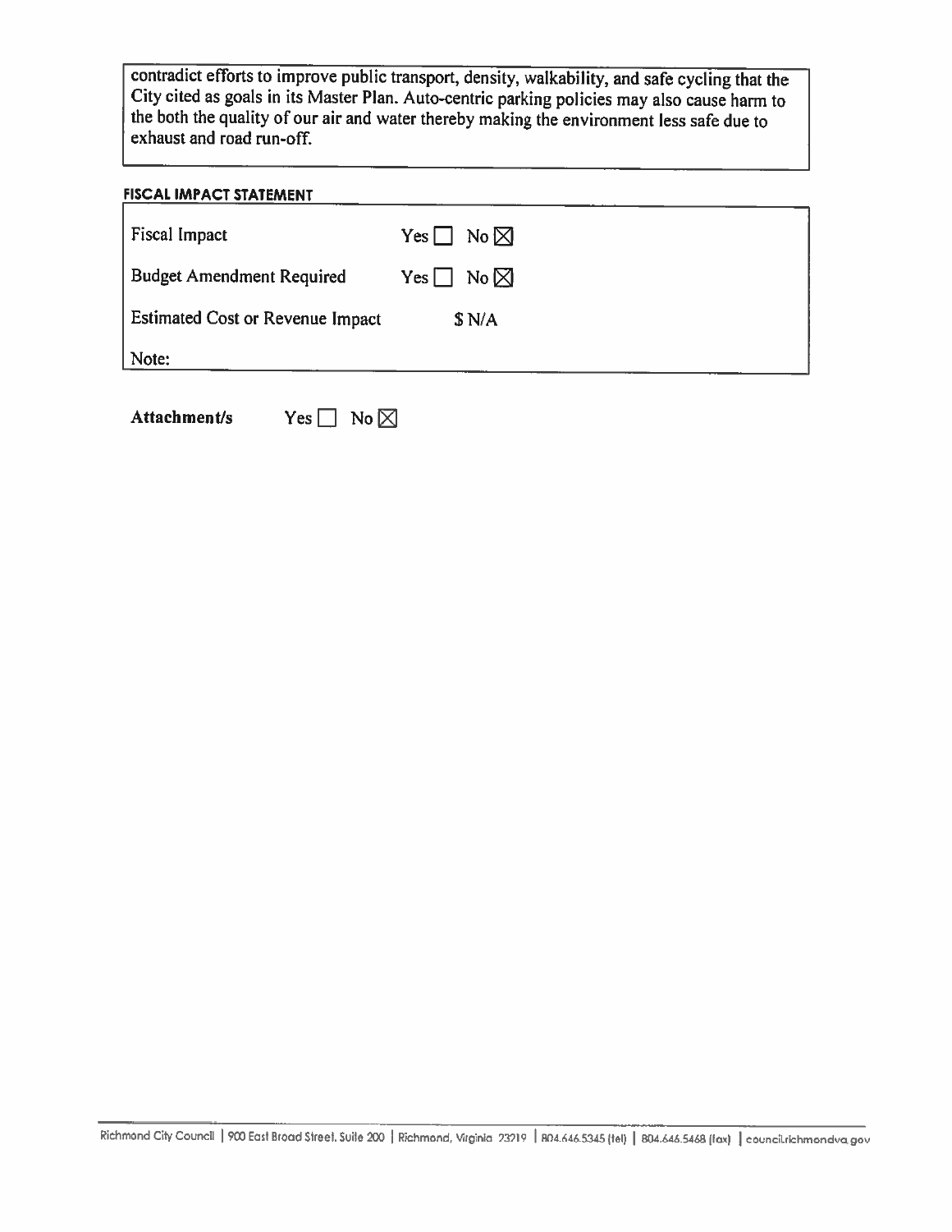contradict efforts to improve public transport, density, walkability, and safe cycling that the City cited as goals in its Master Plan. Auto-centric parking policies may also cause harm to the both the quality of our air and water thereby making the environment less safe due to exhaust and road run-off.

**FISCAL IMPACT STATEMENT**

| | |
|---|---|
| Fiscal Impact | Yes ☐ No ☒ |
| Budget Amendment Required | Yes ☐ No ☒ |
| Estimated Cost or Revenue Impact | $ N/A |
| Note: | |

**Attachment/s** Yes ☐ No ☒